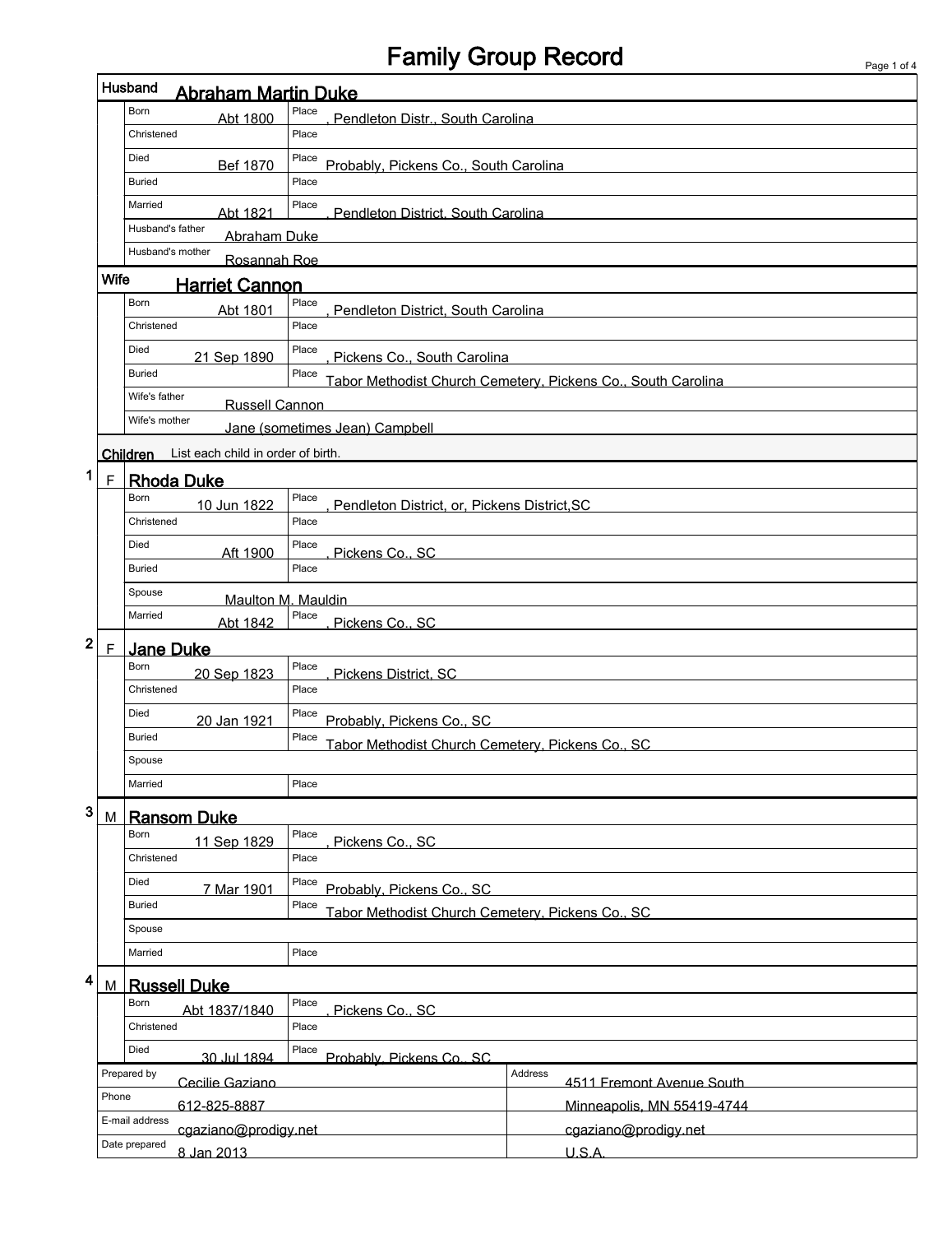# Family Group Record

## Husband: Abraham Martin Duke

| Field | Date | Place |
|---|---|---|
| Born | Abt 1800 | , Pendleton Distr., South Carolina |
| Christened | | |
| Died | Bef 1870 | Probably, Pickens Co., South Carolina |
| Buried | | |
| Married | Abt 1821 | , Pendleton District, South Carolina |

Husband's father: Abraham Duke

Husband's mother: Rosannah Roe

## Wife: Harriet Cannon

| Field | Date | Place |
|---|---|---|
| Born | Abt 1801 | , Pendleton District, South Carolina |
| Christened | | |
| Died | 21 Sep 1890 | , Pickens Co., South Carolina |
| Buried | | Tabor Methodist Church Cemetery, Pickens Co., South Carolina |

Wife's father: Russell Cannon

Wife's mother: Jane (sometimes Jean) Campbell

## Children

List each child in order of birth.

### 1 F Rhoda Duke

| Field | Date | Place |
|---|---|---|
| Born | 10 Jun 1822 | , Pendleton District, or, Pickens District,SC |
| Christened | | |
| Died | Aft 1900 | , Pickens Co., SC |
| Buried | | |

Spouse: Maulton M. Mauldin

| Field | Date | Place |
|---|---|---|
| Married | Abt 1842 | , Pickens Co., SC |

### 2 F Jane Duke

| Field | Date | Place |
|---|---|---|
| Born | 20 Sep 1823 | , Pickens District, SC |
| Christened | | |
| Died | 20 Jan 1921 | Probably, Pickens Co., SC |
| Buried | | Tabor Methodist Church Cemetery, Pickens Co., SC |

Spouse:

| Field | Date | Place |
|---|---|---|
| Married | | |

### 3 M Ransom Duke

| Field | Date | Place |
|---|---|---|
| Born | 11 Sep 1829 | , Pickens Co., SC |
| Christened | | |
| Died | 7 Mar 1901 | Probably, Pickens Co., SC |
| Buried | | Tabor Methodist Church Cemetery, Pickens Co., SC |

Spouse:

| Field | Date | Place |
|---|---|---|
| Married | | |

### 4 M Russell Duke

| Field | Date | Place |
|---|---|---|
| Born | Abt 1837/1840 | , Pickens Co., SC |
| Christened | | |
| Died | 30 Jul 1894 | Probably, Pickens Co., SC |

---

| | | | |
|---|---|---|---|
| Prepared by | Cecilie Gaziano | Address | 4511 Fremont Avenue South |
| Phone | 612-825-8887 | | Minneapolis, MN 55419-4744 |
| E-mail address | cgaziano@prodigy.net | | cgaziano@prodigy.net |
| Date prepared | 8 Jan 2013 | | U.S.A. |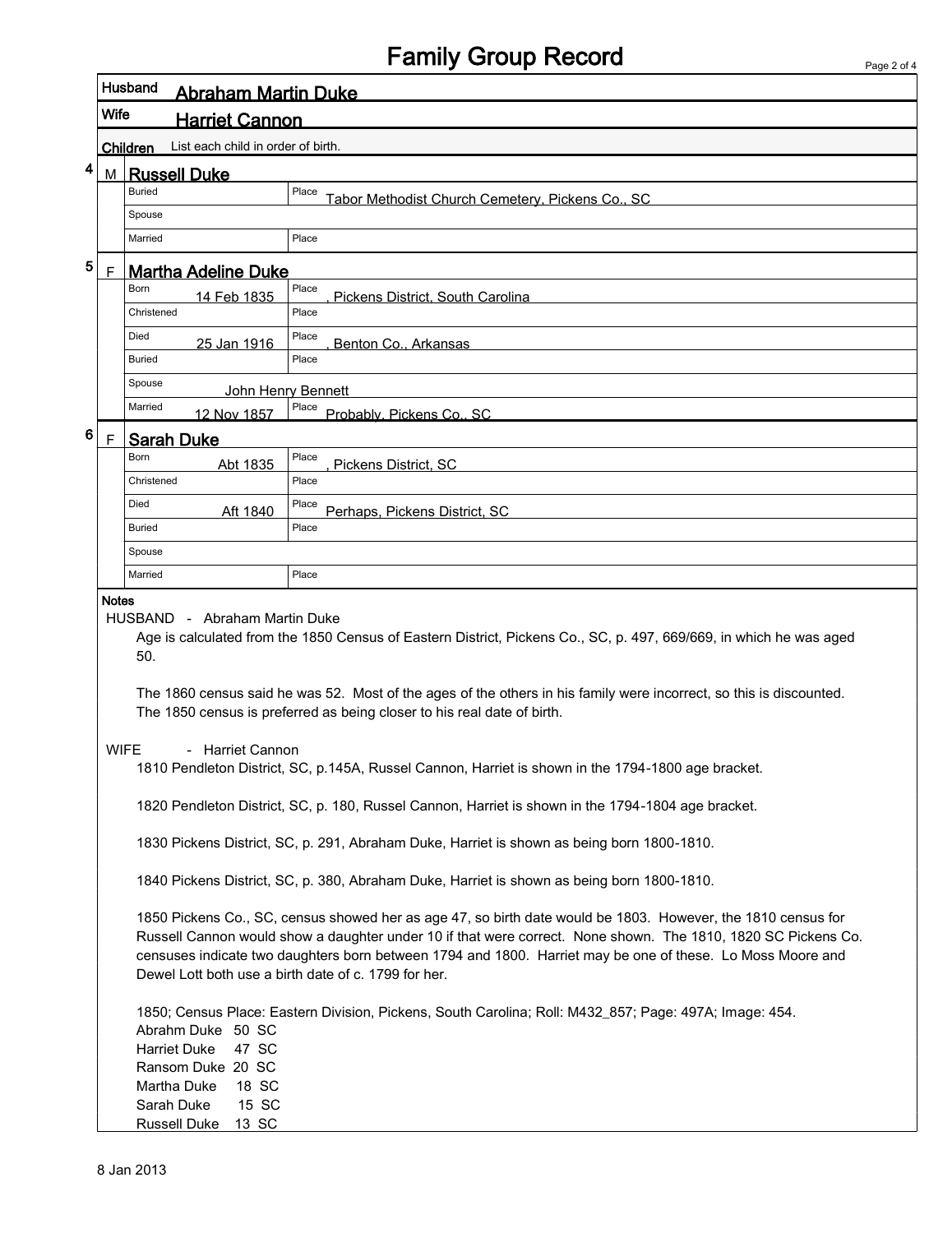# Family Group Record

| Husband | Abraham Martin Duke |
|---|---|
| Wife | Harriet Cannon |

**Children** List each child in order of birth.

**4 M Russell Duke**

| | | | |
|---|---|---|---|
| Buried | | Place | Tabor Methodist Church Cemetery, Pickens Co., SC |
| Spouse | | | |
| Married | | Place | |

**5 F Martha Adeline Duke**

| | | | |
|---|---|---|---|
| Born | 14 Feb 1835 | Place | , Pickens District, South Carolina |
| Christened | | Place | |
| Died | 25 Jan 1916 | Place | , Benton Co., Arkansas |
| Buried | | Place | |
| Spouse | John Henry Bennett | | |
| Married | 12 Nov 1857 | Place | Probably, Pickens Co., SC |

**6 F Sarah Duke**

| | | | |
|---|---|---|---|
| Born | Abt 1835 | Place | , Pickens District, SC |
| Christened | | Place | |
| Died | Aft 1840 | Place | Perhaps, Pickens District, SC |
| Buried | | Place | |
| Spouse | | | |
| Married | | Place | |

**Notes**

HUSBAND - Abraham Martin Duke

Age is calculated from the 1850 Census of Eastern District, Pickens Co., SC, p. 497, 669/669, in which he was aged 50.

The 1860 census said he was 52. Most of the ages of the others in his family were incorrect, so this is discounted. The 1850 census is preferred as being closer to his real date of birth.

WIFE - Harriet Cannon

1810 Pendleton District, SC, p.145A, Russel Cannon, Harriet is shown in the 1794-1800 age bracket.

1820 Pendleton District, SC, p. 180, Russel Cannon, Harriet is shown in the 1794-1804 age bracket.

1830 Pickens District, SC, p. 291, Abraham Duke, Harriet is shown as being born 1800-1810.

1840 Pickens District, SC, p. 380, Abraham Duke, Harriet is shown as being born 1800-1810.

1850 Pickens Co., SC, census showed her as age 47, so birth date would be 1803. However, the 1810 census for Russell Cannon would show a daughter under 10 if that were correct. None shown. The 1810, 1820 SC Pickens Co. censuses indicate two daughters born between 1794 and 1800. Harriet may be one of these. Lo Moss Moore and Dewel Lott both use a birth date of c. 1799 for her.

1850; Census Place: Eastern Division, Pickens, South Carolina; Roll: M432_857; Page: 497A; Image: 454.

Abrahm Duke 50 SC
Harriet Duke 47 SC
Ransom Duke 20 SC
Martha Duke 18 SC
Sarah Duke 15 SC
Russell Duke 13 SC

8 Jan 2013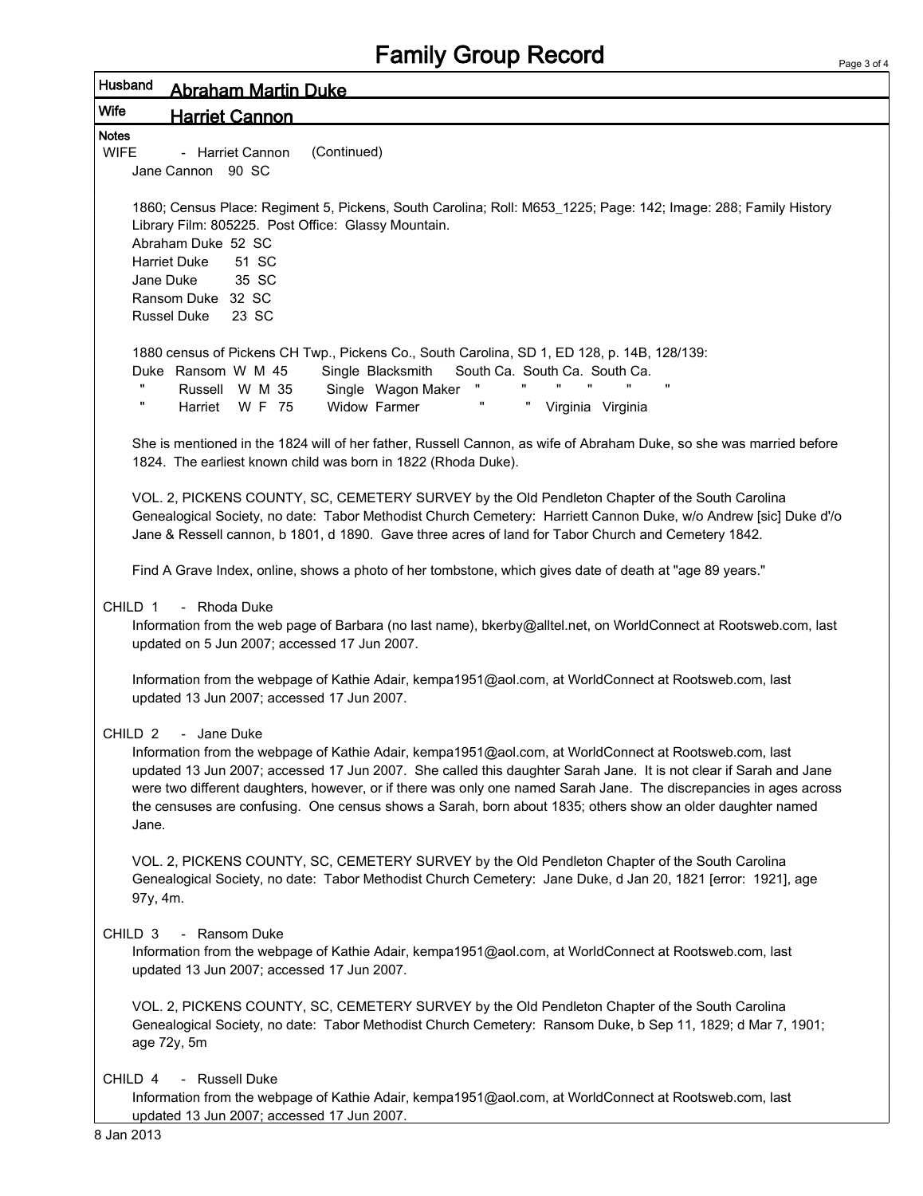# Family Group Record

**Husband** Abraham Martin Duke

**Wife** Harriet Cannon

**Notes**

WIFE - Harriet Cannon (Continued)

Jane Cannon 90 SC

1860; Census Place: Regiment 5, Pickens, South Carolina; Roll: M653_1225; Page: 142; Image: 288; Family History Library Film: 805225. Post Office: Glassy Mountain.

Abraham Duke 52 SC
Harriet Duke 51 SC
Jane Duke 35 SC
Ransom Duke 32 SC
Russel Duke 23 SC

1880 census of Pickens CH Twp., Pickens Co., South Carolina, SD 1, ED 128, p. 14B, 128/139:

| | | | | | | | | | |
|---|---|---|---|---|---|---|---|---|---|
| Duke | Ransom | W | M | 45 | Single | Blacksmith | South Ca. | South Ca. | South Ca. |
| " | Russell | W | M | 35 | Single | Wagon Maker | " | " | " |
| " | Harriet | W | F | 75 | Widow | Farmer | " | Virginia | Virginia |

She is mentioned in the 1824 will of her father, Russell Cannon, as wife of Abraham Duke, so she was married before 1824. The earliest known child was born in 1822 (Rhoda Duke).

VOL. 2, PICKENS COUNTY, SC, CEMETERY SURVEY by the Old Pendleton Chapter of the South Carolina Genealogical Society, no date: Tabor Methodist Church Cemetery: Harriett Cannon Duke, w/o Andrew [sic] Duke d'/o Jane & Ressell cannon, b 1801, d 1890. Gave three acres of land for Tabor Church and Cemetery 1842.

Find A Grave Index, online, shows a photo of her tombstone, which gives date of death at "age 89 years."

CHILD 1 - Rhoda Duke

Information from the web page of Barbara (no last name), bkerby@alltel.net, on WorldConnect at Rootsweb.com, last updated on 5 Jun 2007; accessed 17 Jun 2007.

Information from the webpage of Kathie Adair, kempa1951@aol.com, at WorldConnect at Rootsweb.com, last updated 13 Jun 2007; accessed 17 Jun 2007.

CHILD 2 - Jane Duke

Information from the webpage of Kathie Adair, kempa1951@aol.com, at WorldConnect at Rootsweb.com, last updated 13 Jun 2007; accessed 17 Jun 2007. She called this daughter Sarah Jane. It is not clear if Sarah and Jane were two different daughters, however, or if there was only one named Sarah Jane. The discrepancies in ages across the censuses are confusing. One census shows a Sarah, born about 1835; others show an older daughter named Jane.

VOL. 2, PICKENS COUNTY, SC, CEMETERY SURVEY by the Old Pendleton Chapter of the South Carolina Genealogical Society, no date: Tabor Methodist Church Cemetery: Jane Duke, d Jan 20, 1821 [error: 1921], age 97y, 4m.

CHILD 3 - Ransom Duke

Information from the webpage of Kathie Adair, kempa1951@aol.com, at WorldConnect at Rootsweb.com, last updated 13 Jun 2007; accessed 17 Jun 2007.

VOL. 2, PICKENS COUNTY, SC, CEMETERY SURVEY by the Old Pendleton Chapter of the South Carolina Genealogical Society, no date: Tabor Methodist Church Cemetery: Ransom Duke, b Sep 11, 1829; d Mar 7, 1901; age 72y, 5m

CHILD 4 - Russell Duke

Information from the webpage of Kathie Adair, kempa1951@aol.com, at WorldConnect at Rootsweb.com, last updated 13 Jun 2007; accessed 17 Jun 2007.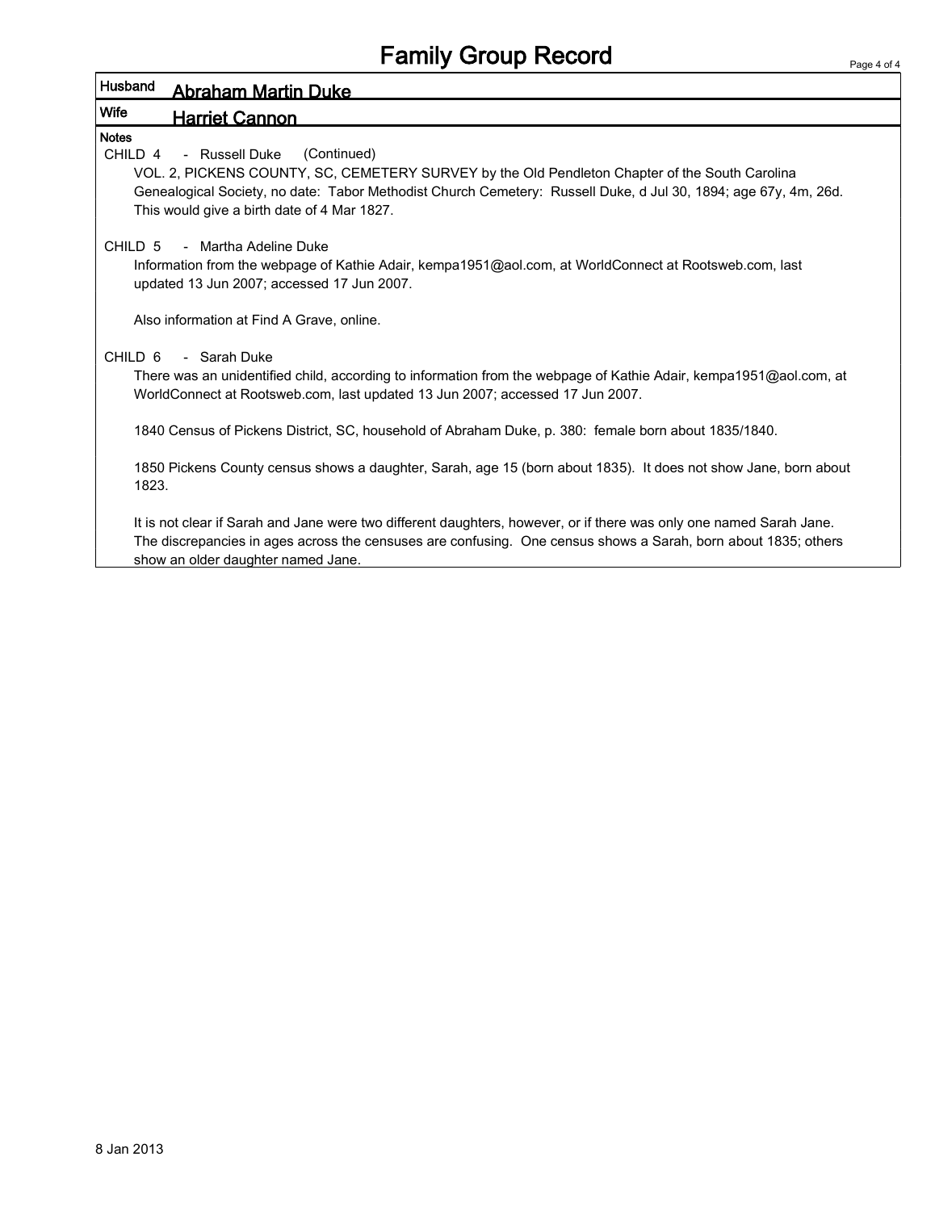# Family Group Record

**Husband** Abraham Martin Duke

**Wife** Harriet Cannon

**Notes**

CHILD 4 - Russell Duke (Continued)

VOL. 2, PICKENS COUNTY, SC, CEMETERY SURVEY by the Old Pendleton Chapter of the South Carolina Genealogical Society, no date: Tabor Methodist Church Cemetery: Russell Duke, d Jul 30, 1894; age 67y, 4m, 26d. This would give a birth date of 4 Mar 1827.

CHILD 5 - Martha Adeline Duke

Information from the webpage of Kathie Adair, kempa1951@aol.com, at WorldConnect at Rootsweb.com, last updated 13 Jun 2007; accessed 17 Jun 2007.

Also information at Find A Grave, online.

CHILD 6 - Sarah Duke

There was an unidentified child, according to information from the webpage of Kathie Adair, kempa1951@aol.com, at WorldConnect at Rootsweb.com, last updated 13 Jun 2007; accessed 17 Jun 2007.

1840 Census of Pickens District, SC, household of Abraham Duke, p. 380: female born about 1835/1840.

1850 Pickens County census shows a daughter, Sarah, age 15 (born about 1835). It does not show Jane, born about 1823.

It is not clear if Sarah and Jane were two different daughters, however, or if there was only one named Sarah Jane. The discrepancies in ages across the censuses are confusing. One census shows a Sarah, born about 1835; others show an older daughter named Jane.

8 Jan 2013